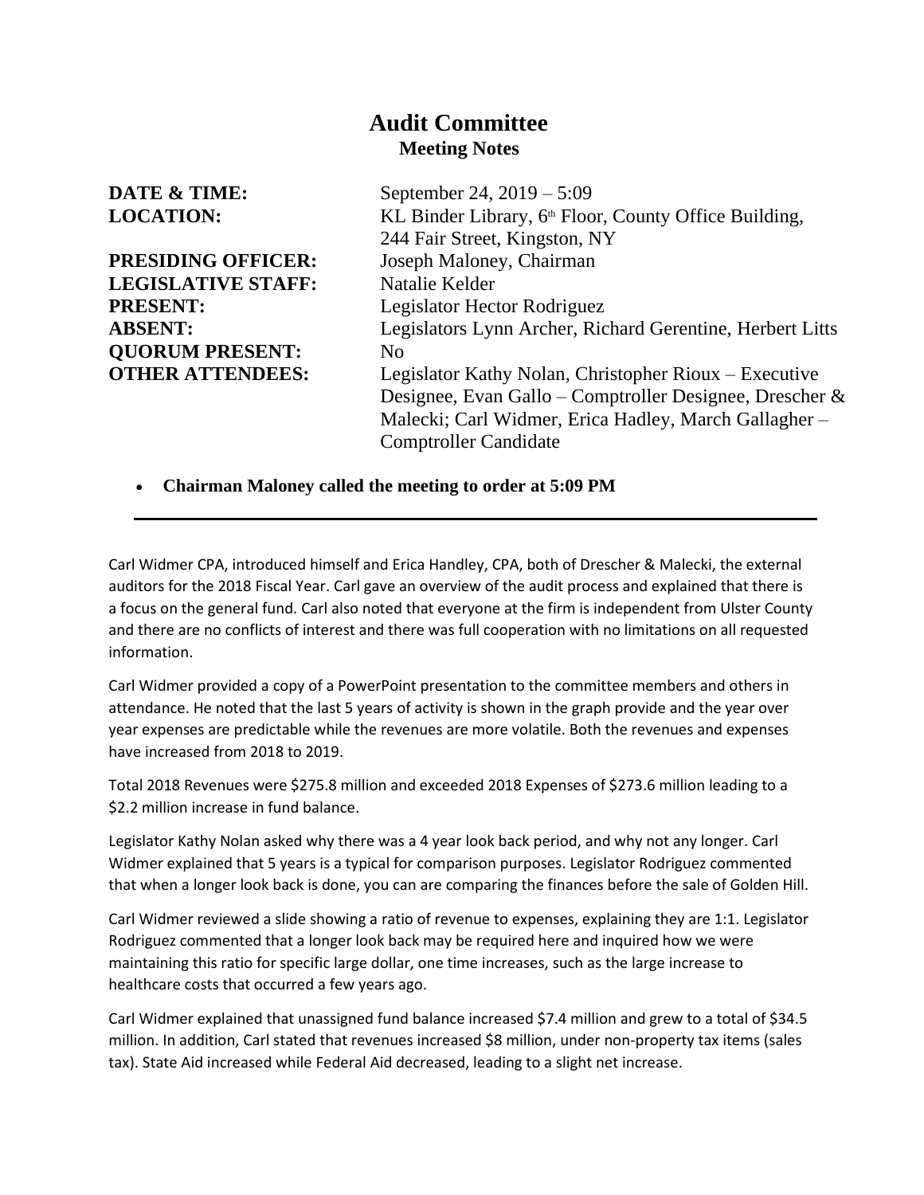# Audit Committee

## Meeting Notes

**DATE & TIME:** September 24, 2019 – 5:09
**LOCATION:** KL Binder Library, 6th Floor, County Office Building, 244 Fair Street, Kingston, NY
**PRESIDING OFFICER:** Joseph Maloney, Chairman
**LEGISLATIVE STAFF:** Natalie Kelder
**PRESENT:** Legislator Hector Rodriguez
**ABSENT:** Legislators Lynn Archer, Richard Gerentine, Herbert Litts
**QUORUM PRESENT:** No
**OTHER ATTENDEES:** Legislator Kathy Nolan, Christopher Rioux – Executive Designee, Evan Gallo – Comptroller Designee, Drescher & Malecki; Carl Widmer, Erica Hadley, March Gallagher – Comptroller Candidate

- **Chairman Maloney called the meeting to order at 5:09 PM**

---

Carl Widmer CPA, introduced himself and Erica Handley, CPA, both of Drescher & Malecki, the external auditors for the 2018 Fiscal Year. Carl gave an overview of the audit process and explained that there is a focus on the general fund. Carl also noted that everyone at the firm is independent from Ulster County and there are no conflicts of interest and there was full cooperation with no limitations on all requested information.

Carl Widmer provided a copy of a PowerPoint presentation to the committee members and others in attendance. He noted that the last 5 years of activity is shown in the graph provide and the year over year expenses are predictable while the revenues are more volatile. Both the revenues and expenses have increased from 2018 to 2019.

Total 2018 Revenues were $275.8 million and exceeded 2018 Expenses of $273.6 million leading to a $2.2 million increase in fund balance.

Legislator Kathy Nolan asked why there was a 4 year look back period, and why not any longer. Carl Widmer explained that 5 years is a typical for comparison purposes. Legislator Rodriguez commented that when a longer look back is done, you can are comparing the finances before the sale of Golden Hill.

Carl Widmer reviewed a slide showing a ratio of revenue to expenses, explaining they are 1:1. Legislator Rodriguez commented that a longer look back may be required here and inquired how we were maintaining this ratio for specific large dollar, one time increases, such as the large increase to healthcare costs that occurred a few years ago.

Carl Widmer explained that unassigned fund balance increased $7.4 million and grew to a total of $34.5 million. In addition, Carl stated that revenues increased $8 million, under non-property tax items (sales tax). State Aid increased while Federal Aid decreased, leading to a slight net increase.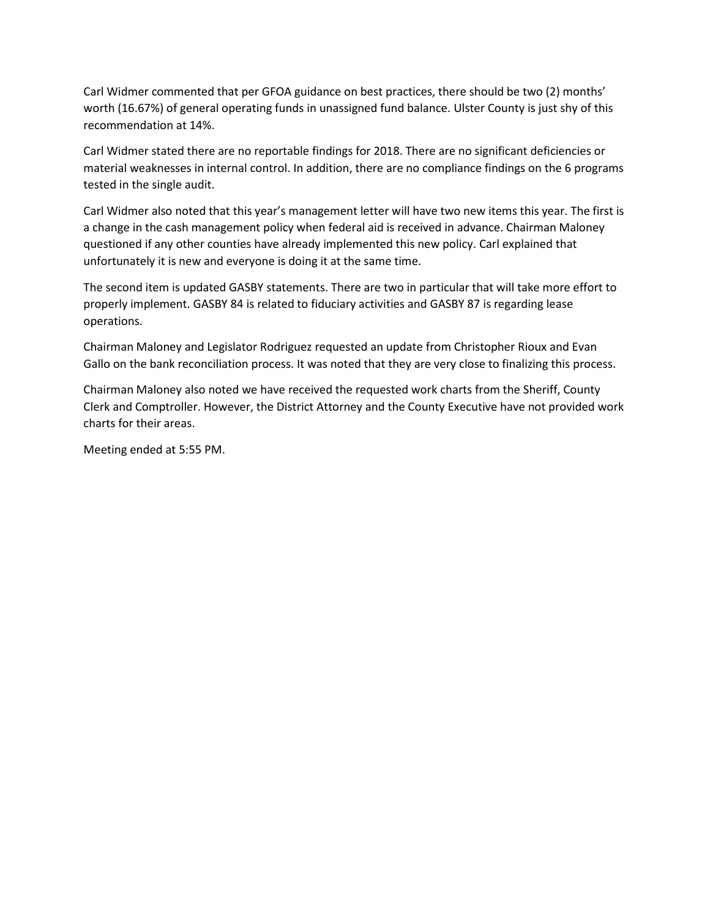Carl Widmer commented that per GFOA guidance on best practices, there should be two (2) months' worth (16.67%) of general operating funds in unassigned fund balance. Ulster County is just shy of this recommendation at 14%.

Carl Widmer stated there are no reportable findings for 2018. There are no significant deficiencies or material weaknesses in internal control. In addition, there are no compliance findings on the 6 programs tested in the single audit.

Carl Widmer also noted that this year's management letter will have two new items this year. The first is a change in the cash management policy when federal aid is received in advance. Chairman Maloney questioned if any other counties have already implemented this new policy. Carl explained that unfortunately it is new and everyone is doing it at the same time.

The second item is updated GASBY statements. There are two in particular that will take more effort to properly implement. GASBY 84 is related to fiduciary activities and GASBY 87 is regarding lease operations.

Chairman Maloney and Legislator Rodriguez requested an update from Christopher Rioux and Evan Gallo on the bank reconciliation process. It was noted that they are very close to finalizing this process.

Chairman Maloney also noted we have received the requested work charts from the Sheriff, County Clerk and Comptroller. However, the District Attorney and the County Executive have not provided work charts for their areas.

Meeting ended at 5:55 PM.